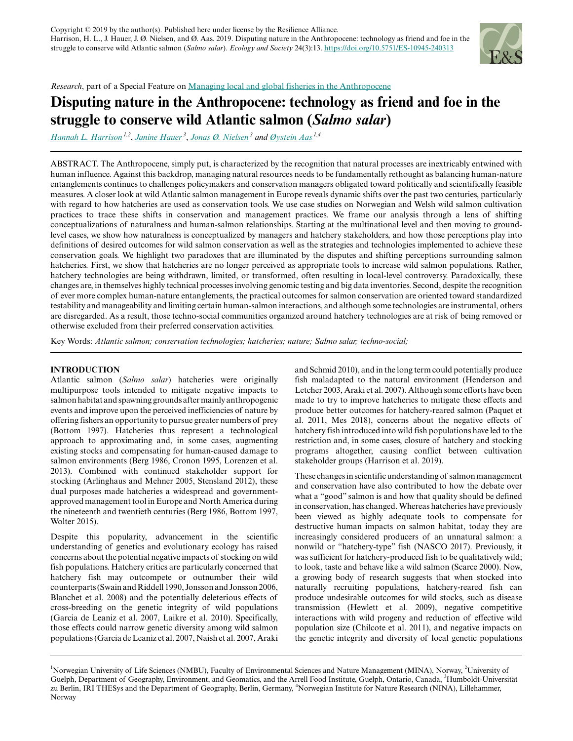Copyright © 2019 by the author(s). Published here under license by the Resilience Alliance.
Harrison, H. L., J. Hauer, J. Ø. Nielsen, and Ø. Aas. 2019. Disputing nature in the Anthropocene: technology as friend and foe in the struggle to conserve wild Atlantic salmon (*Salmo salar*). *Ecology and Society* 24(3):13. https://doi.org/10.5751/ES-10945-240313

*Research*, part of a Special Feature on Managing local and global fisheries in the Anthropocene

# Disputing nature in the Anthropocene: technology as friend and foe in the struggle to conserve wild Atlantic salmon (*Salmo salar*)

*Hannah L. Harrison*[1,2], *Janine Hauer*[3], *Jonas Ø. Nielsen*[3] and *Øystein Aas*[1,4]

ABSTRACT. The Anthropocene, simply put, is characterized by the recognition that natural processes are inextricably entwined with human influence. Against this backdrop, managing natural resources needs to be fundamentally rethought as balancing human-nature entanglements continues to challenges policymakers and conservation managers obligated toward politically and scientifically feasible measures. A closer look at wild Atlantic salmon management in Europe reveals dynamic shifts over the past two centuries, particularly with regard to how hatcheries are used as conservation tools. We use case studies on Norwegian and Welsh wild salmon cultivation practices to trace these shifts in conservation and management practices. We frame our analysis through a lens of shifting conceptualizations of naturalness and human-salmon relationships. Starting at the multinational level and then moving to ground-level cases, we show how naturalness is conceptualized by managers and hatchery stakeholders, and how those perceptions play into definitions of desired outcomes for wild salmon conservation as well as the strategies and technologies implemented to achieve these conservation goals. We highlight two paradoxes that are illuminated by the disputes and shifting perceptions surrounding salmon hatcheries. First, we show that hatcheries are no longer perceived as appropriate tools to increase wild salmon populations. Rather, hatchery technologies are being withdrawn, limited, or transformed, often resulting in local-level controversy. Paradoxically, these changes are, in themselves highly technical processes involving genomic testing and big data inventories. Second, despite the recognition of ever more complex human-nature entanglements, the practical outcomes for salmon conservation are oriented toward standardized testability and manageability and limiting certain human-salmon interactions, and although some technologies are instrumental, others are disregarded. As a result, those techno-social communities organized around hatchery technologies are at risk of being removed or otherwise excluded from their preferred conservation activities.

Key Words: *Atlantic salmon; conservation technologies; hatcheries; nature; Salmo salar; techno-social;*

## INTRODUCTION

Atlantic salmon (*Salmo salar*) hatcheries were originally multipurpose tools intended to mitigate negative impacts to salmon habitat and spawning grounds after mainly anthropogenic events and improve upon the perceived inefficiencies of nature by offering fishers an opportunity to pursue greater numbers of prey (Bottom 1997). Hatcheries thus represent a technological approach to approximating and, in some cases, augmenting existing stocks and compensating for human-caused damage to salmon environments (Berg 1986, Cronon 1995, Lorenzen et al. 2013). Combined with continued stakeholder support for stocking (Arlinghaus and Mehner 2005, Stensland 2012), these dual purposes made hatcheries a widespread and government-approved management tool in Europe and North America during the nineteenth and twentieth centuries (Berg 1986, Bottom 1997, Wolter 2015).

Despite this popularity, advancement in the scientific understanding of genetics and evolutionary ecology has raised concerns about the potential negative impacts of stocking on wild fish populations. Hatchery critics are particularly concerned that hatchery fish may outcompete or outnumber their wild counterparts (Swain and Riddell 1990, Jonsson and Jonsson 2006, Blanchet et al. 2008) and the potentially deleterious effects of cross-breeding on the genetic integrity of wild populations (Garcia de Leaniz et al. 2007, Laikre et al. 2010). Specifically, those effects could narrow genetic diversity among wild salmon populations (Garcia de Leaniz et al. 2007, Naish et al. 2007, Araki and Schmid 2010), and in the long term could potentially produce fish maladapted to the natural environment (Henderson and Letcher 2003, Araki et al. 2007). Although some efforts have been made to try to improve hatcheries to mitigate these effects and produce better outcomes for hatchery-reared salmon (Paquet et al. 2011, Mes 2018), concerns about the negative effects of hatchery fish introduced into wild fish populations have led to the restriction and, in some cases, closure of hatchery and stocking programs altogether, causing conflict between cultivation stakeholder groups (Harrison et al. 2019).

These changes in scientific understanding of salmon management and conservation have also contributed to how the debate over what a "good" salmon is and how that quality should be defined in conservation, has changed. Whereas hatcheries have previously been viewed as highly adequate tools to compensate for destructive human impacts on salmon habitat, today they are increasingly considered producers of an unnatural salmon: a nonwild or "hatchery-type" fish (NASCO 2017). Previously, it was sufficient for hatchery-produced fish to be qualitatively wild; to look, taste and behave like a wild salmon (Scarce 2000). Now, a growing body of research suggests that when stocked into naturally recruiting populations, hatchery-reared fish can produce undesirable outcomes for wild stocks, such as disease transmission (Hewlett et al. 2009), negative competitive interactions with wild progeny and reduction of effective wild population size (Chilcote et al. 2011), and negative impacts on the genetic integrity and diversity of local genetic populations

[1]Norwegian University of Life Sciences (NMBU), Faculty of Environmental Sciences and Nature Management (MINA), Norway, [2]University of Guelph, Department of Geography, Environment, and Geomatics, and the Arrell Food Institute, Guelph, Ontario, Canada, [3]Humboldt-Universität zu Berlin, IRI THESys and the Department of Geography, Berlin, Germany, [4]Norwegian Institute for Nature Research (NINA), Lillehammer, Norway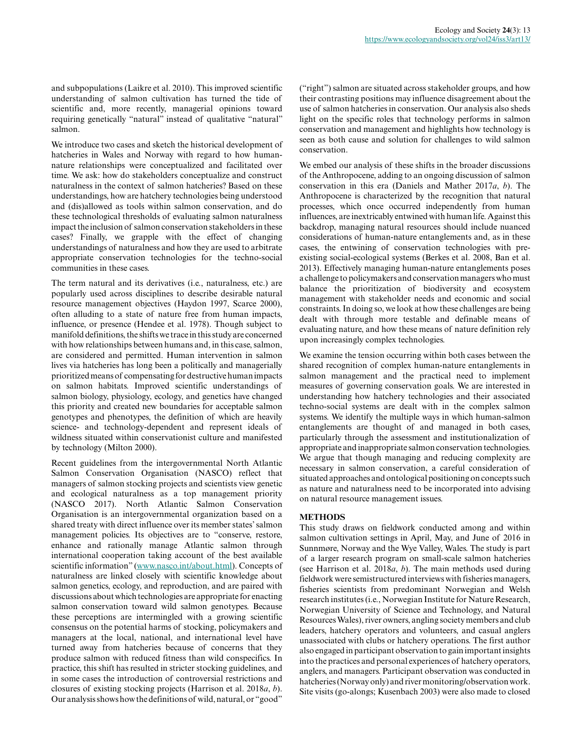and subpopulations (Laikre et al. 2010). This improved scientific understanding of salmon cultivation has turned the tide of scientific and, more recently, managerial opinions toward requiring genetically "natural" instead of qualitative "natural" salmon.

We introduce two cases and sketch the historical development of hatcheries in Wales and Norway with regard to how human-nature relationships were conceptualized and facilitated over time. We ask: how do stakeholders conceptualize and construct naturalness in the context of salmon hatcheries? Based on these understandings, how are hatchery technologies being understood and (dis)allowed as tools within salmon conservation, and do these technological thresholds of evaluating salmon naturalness impact the inclusion of salmon conservation stakeholders in these cases? Finally, we grapple with the effect of changing understandings of naturalness and how they are used to arbitrate appropriate conservation technologies for the techno-social communities in these cases.

The term natural and its derivatives (i.e., naturalness, etc.) are popularly used across disciplines to describe desirable natural resource management objectives (Haydon 1997, Scarce 2000), often alluding to a state of nature free from human impacts, influence, or presence (Hendee et al. 1978). Though subject to manifold definitions, the shifts we trace in this study are concerned with how relationships between humans and, in this case, salmon, are considered and permitted. Human intervention in salmon lives via hatcheries has long been a politically and managerially prioritized means of compensating for destructive human impacts on salmon habitats. Improved scientific understandings of salmon biology, physiology, ecology, and genetics have changed this priority and created new boundaries for acceptable salmon genotypes and phenotypes, the definition of which are heavily science- and technology-dependent and represent ideals of wildness situated within conservationist culture and manifested by technology (Milton 2000).

Recent guidelines from the intergovernmental North Atlantic Salmon Conservation Organisation (NASCO) reflect that managers of salmon stocking projects and scientists view genetic and ecological naturalness as a top management priority (NASCO 2017). North Atlantic Salmon Conservation Organisation is an intergovernmental organization based on a shared treaty with direct influence over its member states' salmon management policies. Its objectives are to "conserve, restore, enhance and rationally manage Atlantic salmon through international cooperation taking account of the best available scientific information" (www.nasco.int/about.html). Concepts of naturalness are linked closely with scientific knowledge about salmon genetics, ecology, and reproduction, and are paired with discussions about which technologies are appropriate for enacting salmon conservation toward wild salmon genotypes. Because these perceptions are intermingled with a growing scientific consensus on the potential harms of stocking, policymakers and managers at the local, national, and international level have turned away from hatcheries because of concerns that they produce salmon with reduced fitness than wild conspecifics. In practice, this shift has resulted in stricter stocking guidelines, and in some cases the introduction of controversial restrictions and closures of existing stocking projects (Harrison et al. 2018*a*, *b*). Our analysis shows how the definitions of wild, natural, or "good" ("right") salmon are situated across stakeholder groups, and how their contrasting positions may influence disagreement about the use of salmon hatcheries in conservation. Our analysis also sheds light on the specific roles that technology performs in salmon conservation and management and highlights how technology is seen as both cause and solution for challenges to wild salmon conservation.

We embed our analysis of these shifts in the broader discussions of the Anthropocene, adding to an ongoing discussion of salmon conservation in this era (Daniels and Mather 2017*a*, *b*). The Anthropocene is characterized by the recognition that natural processes, which once occurred independently from human influences, are inextricably entwined with human life. Against this backdrop, managing natural resources should include nuanced considerations of human-nature entanglements and, as in these cases, the entwining of conservation technologies with pre-existing social-ecological systems (Berkes et al. 2008, Ban et al. 2013). Effectively managing human-nature entanglements poses a challenge to policymakers and conservation managers who must balance the prioritization of biodiversity and ecosystem management with stakeholder needs and economic and social constraints. In doing so, we look at how these challenges are being dealt with through more testable and definable means of evaluating nature, and how these means of nature definition rely upon increasingly complex technologies.

We examine the tension occurring within both cases between the shared recognition of complex human-nature entanglements in salmon management and the practical need to implement measures of governing conservation goals. We are interested in understanding how hatchery technologies and their associated techno-social systems are dealt with in the complex salmon systems. We identify the multiple ways in which human-salmon entanglements are thought of and managed in both cases, particularly through the assessment and institutionalization of appropriate and inappropriate salmon conservation technologies. We argue that though managing and reducing complexity are necessary in salmon conservation, a careful consideration of situated approaches and ontological positioning on concepts such as nature and naturalness need to be incorporated into advising on natural resource management issues.

## METHODS

This study draws on fieldwork conducted among and within salmon cultivation settings in April, May, and June of 2016 in Sunnmøre, Norway and the Wye Valley, Wales. The study is part of a larger research program on small-scale salmon hatcheries (see Harrison et al. 2018*a*, *b*). The main methods used during fieldwork were semistructured interviews with fisheries managers, fisheries scientists from predominant Norwegian and Welsh research institutes (i.e., Norwegian Institute for Nature Research, Norwegian University of Science and Technology, and Natural Resources Wales), river owners, angling society members and club leaders, hatchery operators and volunteers, and casual anglers unassociated with clubs or hatchery operations. The first author also engaged in participant observation to gain important insights into the practices and personal experiences of hatchery operators, anglers, and managers. Participant observation was conducted in hatcheries (Norway only) and river monitoring/observation work. Site visits (go-alongs; Kusenbach 2003) were also made to closed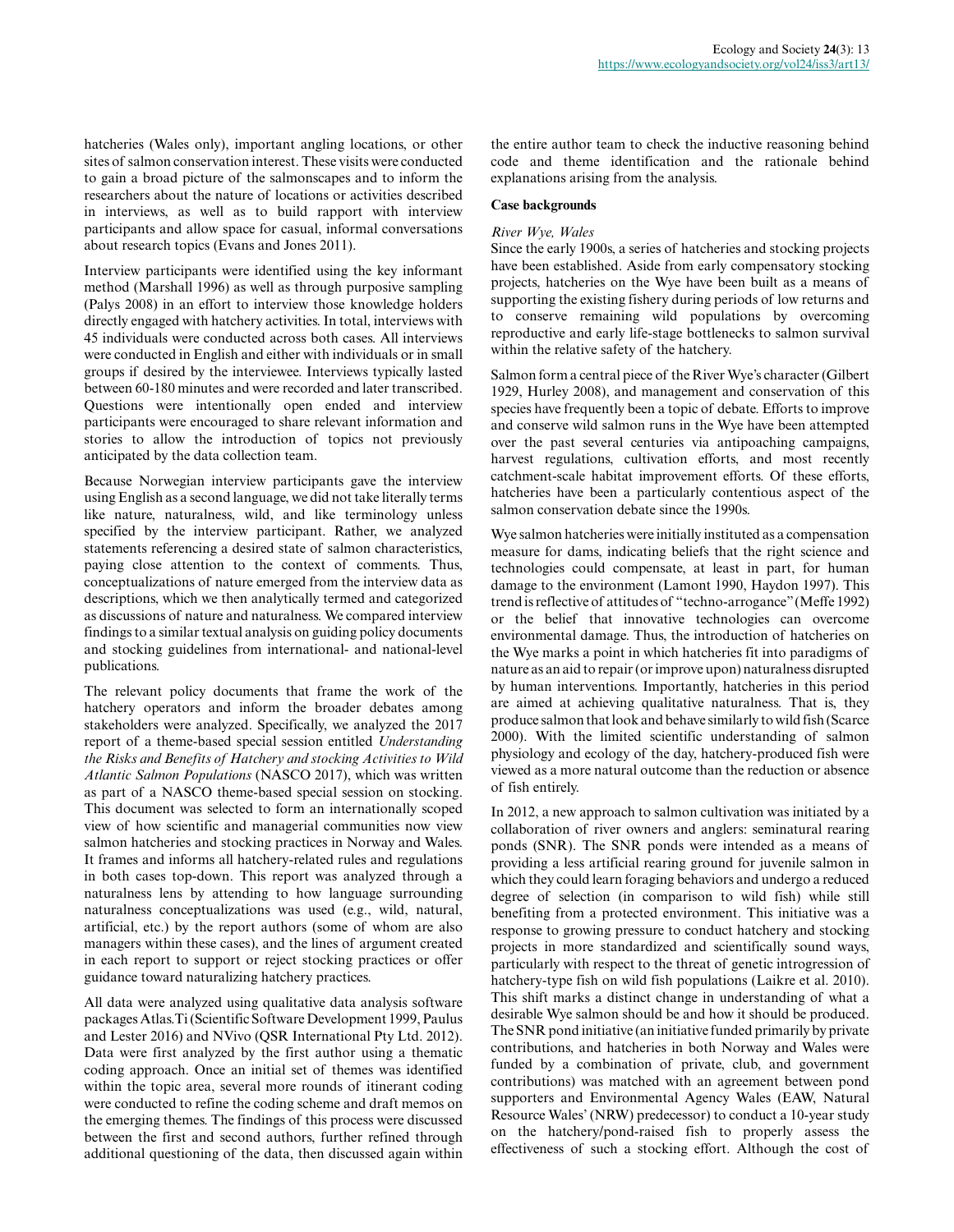hatcheries (Wales only), important angling locations, or other sites of salmon conservation interest. These visits were conducted to gain a broad picture of the salmonscapes and to inform the researchers about the nature of locations or activities described in interviews, as well as to build rapport with interview participants and allow space for casual, informal conversations about research topics (Evans and Jones 2011).

Interview participants were identified using the key informant method (Marshall 1996) as well as through purposive sampling (Palys 2008) in an effort to interview those knowledge holders directly engaged with hatchery activities. In total, interviews with 45 individuals were conducted across both cases. All interviews were conducted in English and either with individuals or in small groups if desired by the interviewee. Interviews typically lasted between 60-180 minutes and were recorded and later transcribed. Questions were intentionally open ended and interview participants were encouraged to share relevant information and stories to allow the introduction of topics not previously anticipated by the data collection team.

Because Norwegian interview participants gave the interview using English as a second language, we did not take literally terms like nature, naturalness, wild, and like terminology unless specified by the interview participant. Rather, we analyzed statements referencing a desired state of salmon characteristics, paying close attention to the context of comments. Thus, conceptualizations of nature emerged from the interview data as descriptions, which we then analytically termed and categorized as discussions of nature and naturalness. We compared interview findings to a similar textual analysis on guiding policy documents and stocking guidelines from international- and national-level publications.

The relevant policy documents that frame the work of the hatchery operators and inform the broader debates among stakeholders were analyzed. Specifically, we analyzed the 2017 report of a theme-based special session entitled *Understanding the Risks and Benefits of Hatchery and stocking Activities to Wild Atlantic Salmon Populations* (NASCO 2017), which was written as part of a NASCO theme-based special session on stocking. This document was selected to form an internationally scoped view of how scientific and managerial communities now view salmon hatcheries and stocking practices in Norway and Wales. It frames and informs all hatchery-related rules and regulations in both cases top-down. This report was analyzed through a naturalness lens by attending to how language surrounding naturalness conceptualizations was used (e.g., wild, natural, artificial, etc.) by the report authors (some of whom are also managers within these cases), and the lines of argument created in each report to support or reject stocking practices or offer guidance toward naturalizing hatchery practices.

All data were analyzed using qualitative data analysis software packages Atlas.Ti (Scientific Software Development 1999, Paulus and Lester 2016) and NVivo (QSR International Pty Ltd. 2012). Data were first analyzed by the first author using a thematic coding approach. Once an initial set of themes was identified within the topic area, several more rounds of itinerant coding were conducted to refine the coding scheme and draft memos on the emerging themes. The findings of this process were discussed between the first and second authors, further refined through additional questioning of the data, then discussed again within the entire author team to check the inductive reasoning behind code and theme identification and the rationale behind explanations arising from the analysis.

## Case backgrounds

### *River Wye, Wales*

Since the early 1900s, a series of hatcheries and stocking projects have been established. Aside from early compensatory stocking projects, hatcheries on the Wye have been built as a means of supporting the existing fishery during periods of low returns and to conserve remaining wild populations by overcoming reproductive and early life-stage bottlenecks to salmon survival within the relative safety of the hatchery.

Salmon form a central piece of the River Wye's character (Gilbert 1929, Hurley 2008), and management and conservation of this species have frequently been a topic of debate. Efforts to improve and conserve wild salmon runs in the Wye have been attempted over the past several centuries via antipoaching campaigns, harvest regulations, cultivation efforts, and most recently catchment-scale habitat improvement efforts. Of these efforts, hatcheries have been a particularly contentious aspect of the salmon conservation debate since the 1990s.

Wye salmon hatcheries were initially instituted as a compensation measure for dams, indicating beliefs that the right science and technologies could compensate, at least in part, for human damage to the environment (Lamont 1990, Haydon 1997). This trend is reflective of attitudes of "techno-arrogance" (Meffe 1992) or the belief that innovative technologies can overcome environmental damage. Thus, the introduction of hatcheries on the Wye marks a point in which hatcheries fit into paradigms of nature as an aid to repair (or improve upon) naturalness disrupted by human interventions. Importantly, hatcheries in this period are aimed at achieving qualitative naturalness. That is, they produce salmon that look and behave similarly to wild fish (Scarce 2000). With the limited scientific understanding of salmon physiology and ecology of the day, hatchery-produced fish were viewed as a more natural outcome than the reduction or absence of fish entirely.

In 2012, a new approach to salmon cultivation was initiated by a collaboration of river owners and anglers: seminatural rearing ponds (SNR). The SNR ponds were intended as a means of providing a less artificial rearing ground for juvenile salmon in which they could learn foraging behaviors and undergo a reduced degree of selection (in comparison to wild fish) while still benefiting from a protected environment. This initiative was a response to growing pressure to conduct hatchery and stocking projects in more standardized and scientifically sound ways, particularly with respect to the threat of genetic introgression of hatchery-type fish on wild fish populations (Laikre et al. 2010). This shift marks a distinct change in understanding of what a desirable Wye salmon should be and how it should be produced. The SNR pond initiative (an initiative funded primarily by private contributions, and hatcheries in both Norway and Wales were funded by a combination of private, club, and government contributions) was matched with an agreement between pond supporters and Environmental Agency Wales (EAW, Natural Resource Wales' (NRW) predecessor) to conduct a 10-year study on the hatchery/pond-raised fish to properly assess the effectiveness of such a stocking effort. Although the cost of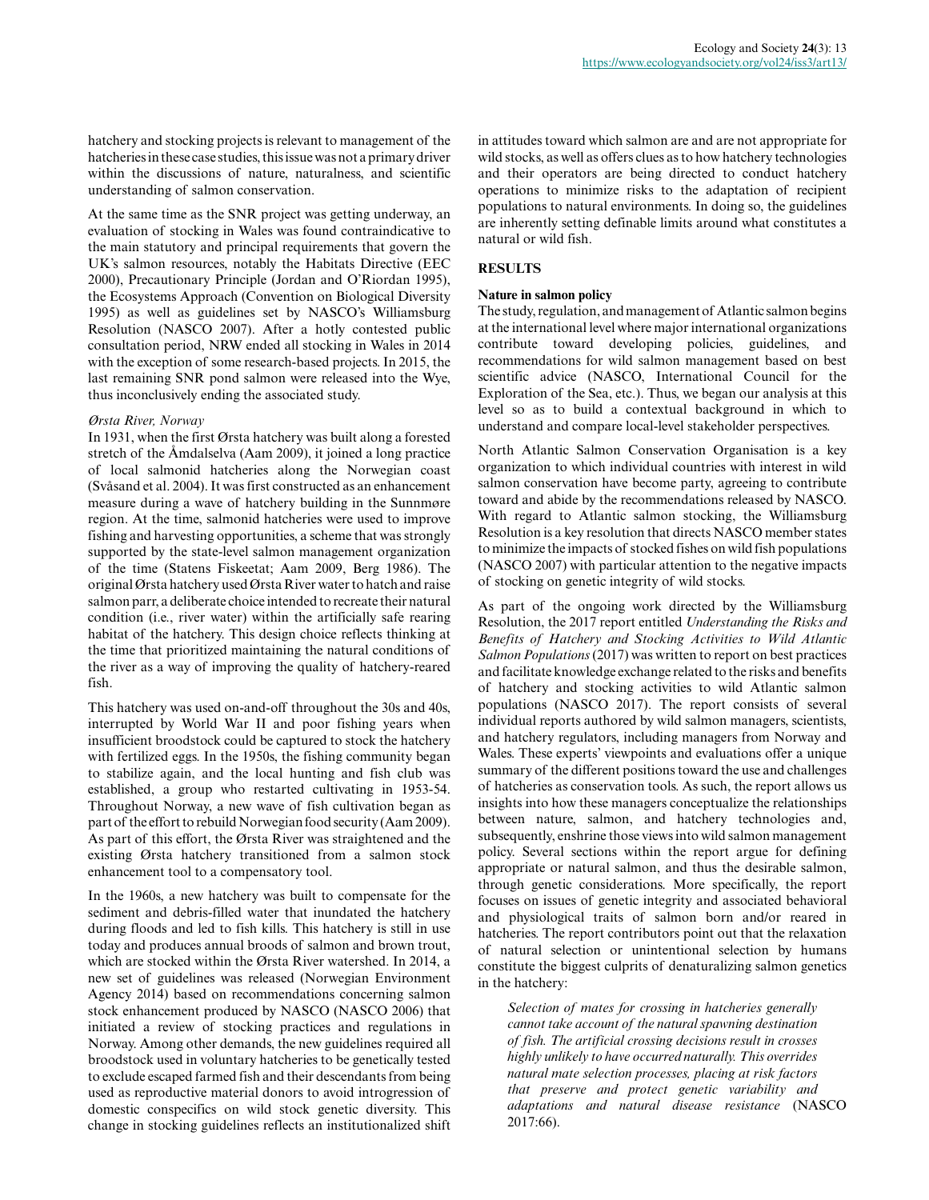hatchery and stocking projects is relevant to management of the hatcheries in these case studies, this issue was not a primary driver within the discussions of nature, naturalness, and scientific understanding of salmon conservation.

At the same time as the SNR project was getting underway, an evaluation of stocking in Wales was found contraindicative to the main statutory and principal requirements that govern the UK's salmon resources, notably the Habitats Directive (EEC 2000), Precautionary Principle (Jordan and O'Riordan 1995), the Ecosystems Approach (Convention on Biological Diversity 1995) as well as guidelines set by NASCO's Williamsburg Resolution (NASCO 2007). After a hotly contested public consultation period, NRW ended all stocking in Wales in 2014 with the exception of some research-based projects. In 2015, the last remaining SNR pond salmon were released into the Wye, thus inconclusively ending the associated study.

*Ørsta River, Norway*

In 1931, when the first Ørsta hatchery was built along a forested stretch of the Åmdalselva (Aam 2009), it joined a long practice of local salmonid hatcheries along the Norwegian coast (Svåsand et al. 2004). It was first constructed as an enhancement measure during a wave of hatchery building in the Sunnmøre region. At the time, salmonid hatcheries were used to improve fishing and harvesting opportunities, a scheme that was strongly supported by the state-level salmon management organization of the time (Statens Fiskeetat; Aam 2009, Berg 1986). The original Ørsta hatchery used Ørsta River water to hatch and raise salmon parr, a deliberate choice intended to recreate their natural condition (i.e., river water) within the artificially safe rearing habitat of the hatchery. This design choice reflects thinking at the time that prioritized maintaining the natural conditions of the river as a way of improving the quality of hatchery-reared fish.

This hatchery was used on-and-off throughout the 30s and 40s, interrupted by World War II and poor fishing years when insufficient broodstock could be captured to stock the hatchery with fertilized eggs. In the 1950s, the fishing community began to stabilize again, and the local hunting and fish club was established, a group who restarted cultivating in 1953-54. Throughout Norway, a new wave of fish cultivation began as part of the effort to rebuild Norwegian food security (Aam 2009). As part of this effort, the Ørsta River was straightened and the existing Ørsta hatchery transitioned from a salmon stock enhancement tool to a compensatory tool.

In the 1960s, a new hatchery was built to compensate for the sediment and debris-filled water that inundated the hatchery during floods and led to fish kills. This hatchery is still in use today and produces annual broods of salmon and brown trout, which are stocked within the Ørsta River watershed. In 2014, a new set of guidelines was released (Norwegian Environment Agency 2014) based on recommendations concerning salmon stock enhancement produced by NASCO (NASCO 2006) that initiated a review of stocking practices and regulations in Norway. Among other demands, the new guidelines required all broodstock used in voluntary hatcheries to be genetically tested to exclude escaped farmed fish and their descendants from being used as reproductive material donors to avoid introgression of domestic conspecifics on wild stock genetic diversity. This change in stocking guidelines reflects an institutionalized shift in attitudes toward which salmon are and are not appropriate for wild stocks, as well as offers clues as to how hatchery technologies and their operators are being directed to conduct hatchery operations to minimize risks to the adaptation of recipient populations to natural environments. In doing so, the guidelines are inherently setting definable limits around what constitutes a natural or wild fish.

## RESULTS

### Nature in salmon policy

The study, regulation, and management of Atlantic salmon begins at the international level where major international organizations contribute toward developing policies, guidelines, and recommendations for wild salmon management based on best scientific advice (NASCO, International Council for the Exploration of the Sea, etc.). Thus, we began our analysis at this level so as to build a contextual background in which to understand and compare local-level stakeholder perspectives.

North Atlantic Salmon Conservation Organisation is a key organization to which individual countries with interest in wild salmon conservation have become party, agreeing to contribute toward and abide by the recommendations released by NASCO. With regard to Atlantic salmon stocking, the Williamsburg Resolution is a key resolution that directs NASCO member states to minimize the impacts of stocked fishes on wild fish populations (NASCO 2007) with particular attention to the negative impacts of stocking on genetic integrity of wild stocks.

As part of the ongoing work directed by the Williamsburg Resolution, the 2017 report entitled *Understanding the Risks and Benefits of Hatchery and Stocking Activities to Wild Atlantic Salmon Populations* (2017) was written to report on best practices and facilitate knowledge exchange related to the risks and benefits of hatchery and stocking activities to wild Atlantic salmon populations (NASCO 2017). The report consists of several individual reports authored by wild salmon managers, scientists, and hatchery regulators, including managers from Norway and Wales. These experts' viewpoints and evaluations offer a unique summary of the different positions toward the use and challenges of hatcheries as conservation tools. As such, the report allows us insights into how these managers conceptualize the relationships between nature, salmon, and hatchery technologies and, subsequently, enshrine those views into wild salmon management policy. Several sections within the report argue for defining appropriate or natural salmon, and thus the desirable salmon, through genetic considerations. More specifically, the report focuses on issues of genetic integrity and associated behavioral and physiological traits of salmon born and/or reared in hatcheries. The report contributors point out that the relaxation of natural selection or unintentional selection by humans constitute the biggest culprits of denaturalizing salmon genetics in the hatchery:

> *Selection of mates for crossing in hatcheries generally cannot take account of the natural spawning destination of fish. The artificial crossing decisions result in crosses highly unlikely to have occurred naturally. This overrides natural mate selection processes, placing at risk factors that preserve and protect genetic variability and adaptations and natural disease resistance* (NASCO 2017:66).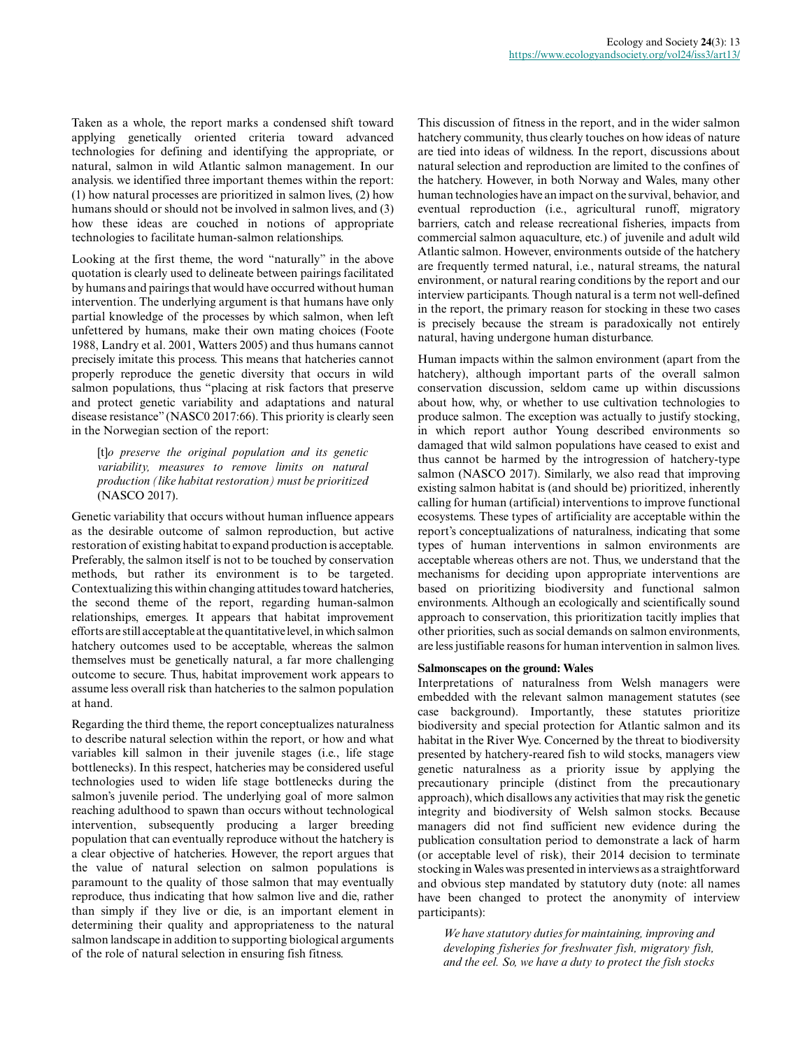Taken as a whole, the report marks a condensed shift toward applying genetically oriented criteria toward advanced technologies for defining and identifying the appropriate, or natural, salmon in wild Atlantic salmon management. In our analysis. we identified three important themes within the report: (1) how natural processes are prioritized in salmon lives, (2) how humans should or should not be involved in salmon lives, and (3) how these ideas are couched in notions of appropriate technologies to facilitate human-salmon relationships.

Looking at the first theme, the word "naturally" in the above quotation is clearly used to delineate between pairings facilitated by humans and pairings that would have occurred without human intervention. The underlying argument is that humans have only partial knowledge of the processes by which salmon, when left unfettered by humans, make their own mating choices (Foote 1988, Landry et al. 2001, Watters 2005) and thus humans cannot precisely imitate this process. This means that hatcheries cannot properly reproduce the genetic diversity that occurs in wild salmon populations, thus "placing at risk factors that preserve and protect genetic variability and adaptations and natural disease resistance" (NASC0 2017:66). This priority is clearly seen in the Norwegian section of the report:

> [t]*o preserve the original population and its genetic variability, measures to remove limits on natural production (like habitat restoration) must be prioritized* (NASCO 2017).

Genetic variability that occurs without human influence appears as the desirable outcome of salmon reproduction, but active restoration of existing habitat to expand production is acceptable. Preferably, the salmon itself is not to be touched by conservation methods, but rather its environment is to be targeted. Contextualizing this within changing attitudes toward hatcheries, the second theme of the report, regarding human-salmon relationships, emerges. It appears that habitat improvement efforts are still acceptable at the quantitative level, in which salmon hatchery outcomes used to be acceptable, whereas the salmon themselves must be genetically natural, a far more challenging outcome to secure. Thus, habitat improvement work appears to assume less overall risk than hatcheries to the salmon population at hand.

Regarding the third theme, the report conceptualizes naturalness to describe natural selection within the report, or how and what variables kill salmon in their juvenile stages (i.e., life stage bottlenecks). In this respect, hatcheries may be considered useful technologies used to widen life stage bottlenecks during the salmon's juvenile period. The underlying goal of more salmon reaching adulthood to spawn than occurs without technological intervention, subsequently producing a larger breeding population that can eventually reproduce without the hatchery is a clear objective of hatcheries. However, the report argues that the value of natural selection on salmon populations is paramount to the quality of those salmon that may eventually reproduce, thus indicating that how salmon live and die, rather than simply if they live or die, is an important element in determining their quality and appropriateness to the natural salmon landscape in addition to supporting biological arguments of the role of natural selection in ensuring fish fitness.

This discussion of fitness in the report, and in the wider salmon hatchery community, thus clearly touches on how ideas of nature are tied into ideas of wildness. In the report, discussions about natural selection and reproduction are limited to the confines of the hatchery. However, in both Norway and Wales, many other human technologies have an impact on the survival, behavior, and eventual reproduction (i.e., agricultural runoff, migratory barriers, catch and release recreational fisheries, impacts from commercial salmon aquaculture, etc.) of juvenile and adult wild Atlantic salmon. However, environments outside of the hatchery are frequently termed natural, i.e., natural streams, the natural environment, or natural rearing conditions by the report and our interview participants. Though natural is a term not well-defined in the report, the primary reason for stocking in these two cases is precisely because the stream is paradoxically not entirely natural, having undergone human disturbance.

Human impacts within the salmon environment (apart from the hatchery), although important parts of the overall salmon conservation discussion, seldom came up within discussions about how, why, or whether to use cultivation technologies to produce salmon. The exception was actually to justify stocking, in which report author Young described environments so damaged that wild salmon populations have ceased to exist and thus cannot be harmed by the introgression of hatchery-type salmon (NASCO 2017). Similarly, we also read that improving existing salmon habitat is (and should be) prioritized, inherently calling for human (artificial) interventions to improve functional ecosystems. These types of artificiality are acceptable within the report's conceptualizations of naturalness, indicating that some types of human interventions in salmon environments are acceptable whereas others are not. Thus, we understand that the mechanisms for deciding upon appropriate interventions are based on prioritizing biodiversity and functional salmon environments. Although an ecologically and scientifically sound approach to conservation, this prioritization tacitly implies that other priorities, such as social demands on salmon environments, are less justifiable reasons for human intervention in salmon lives.

### Salmonscapes on the ground: Wales

Interpretations of naturalness from Welsh managers were embedded with the relevant salmon management statutes (see case background). Importantly, these statutes prioritize biodiversity and special protection for Atlantic salmon and its habitat in the River Wye. Concerned by the threat to biodiversity presented by hatchery-reared fish to wild stocks, managers view genetic naturalness as a priority issue by applying the precautionary principle (distinct from the precautionary approach), which disallows any activities that may risk the genetic integrity and biodiversity of Welsh salmon stocks. Because managers did not find sufficient new evidence during the publication consultation period to demonstrate a lack of harm (or acceptable level of risk), their 2014 decision to terminate stocking in Wales was presented in interviews as a straightforward and obvious step mandated by statutory duty (note: all names have been changed to protect the anonymity of interview participants):

> *We have statutory duties for maintaining, improving and developing fisheries for freshwater fish, migratory fish, and the eel. So, we have a duty to protect the fish stocks*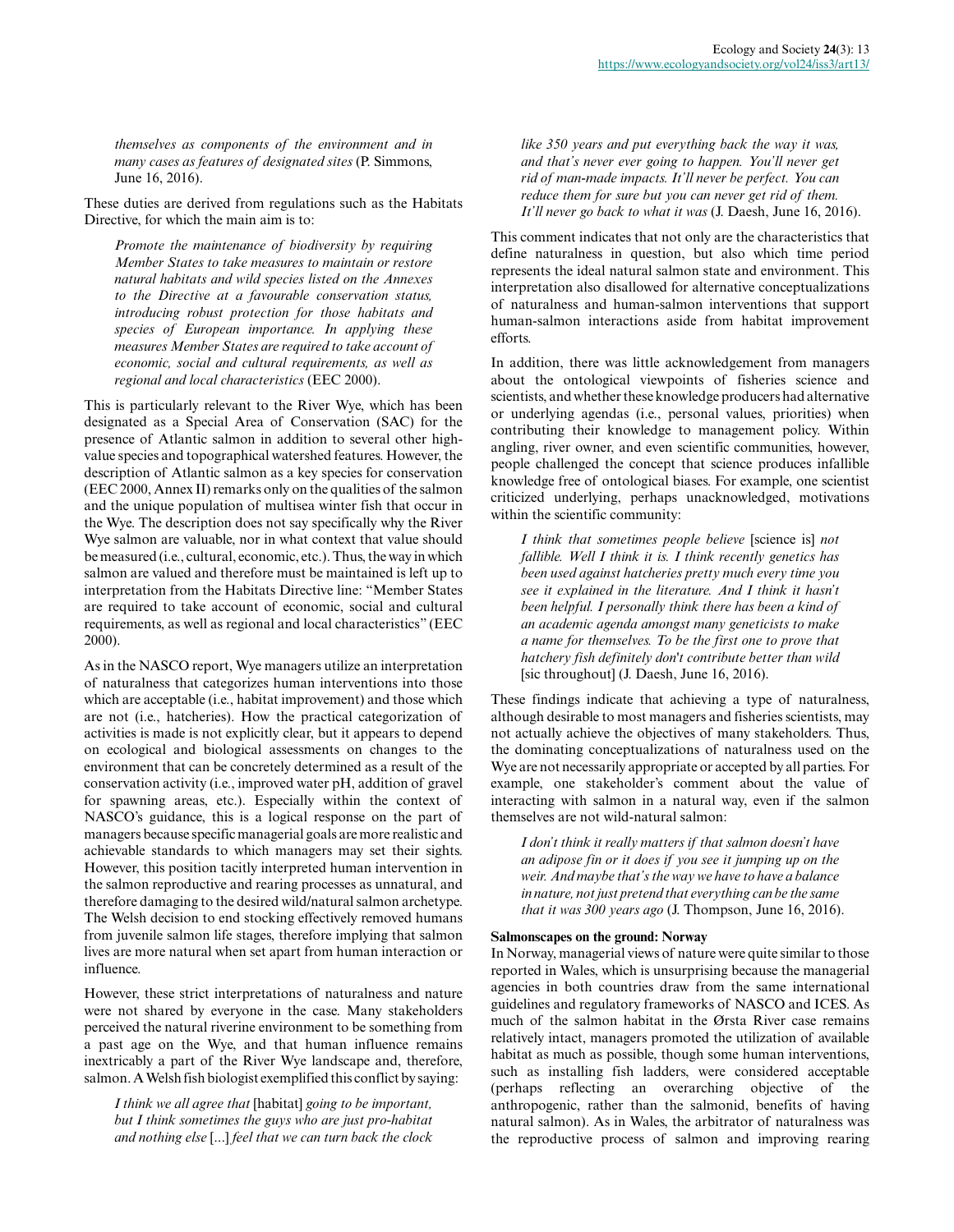*themselves as components of the environment and in many cases as features of designated sites* (P. Simmons, June 16, 2016).

These duties are derived from regulations such as the Habitats Directive, for which the main aim is to:

> *Promote the maintenance of biodiversity by requiring Member States to take measures to maintain or restore natural habitats and wild species listed on the Annexes to the Directive at a favourable conservation status, introducing robust protection for those habitats and species of European importance. In applying these measures Member States are required to take account of economic, social and cultural requirements, as well as regional and local characteristics* (EEC 2000).

This is particularly relevant to the River Wye, which has been designated as a Special Area of Conservation (SAC) for the presence of Atlantic salmon in addition to several other high-value species and topographical watershed features. However, the description of Atlantic salmon as a key species for conservation (EEC 2000, Annex II) remarks only on the qualities of the salmon and the unique population of multisea winter fish that occur in the Wye. The description does not say specifically why the River Wye salmon are valuable, nor in what context that value should be measured (i.e., cultural, economic, etc.). Thus, the way in which salmon are valued and therefore must be maintained is left up to interpretation from the Habitats Directive line: "Member States are required to take account of economic, social and cultural requirements, as well as regional and local characteristics" (EEC 2000).

As in the NASCO report, Wye managers utilize an interpretation of naturalness that categorizes human interventions into those which are acceptable (i.e., habitat improvement) and those which are not (i.e., hatcheries). How the practical categorization of activities is made is not explicitly clear, but it appears to depend on ecological and biological assessments on changes to the environment that can be concretely determined as a result of the conservation activity (i.e., improved water pH, addition of gravel for spawning areas, etc.). Especially within the context of NASCO's guidance, this is a logical response on the part of managers because specific managerial goals are more realistic and achievable standards to which managers may set their sights. However, this position tacitly interpreted human intervention in the salmon reproductive and rearing processes as unnatural, and therefore damaging to the desired wild/natural salmon archetype. The Welsh decision to end stocking effectively removed humans from juvenile salmon life stages, therefore implying that salmon lives are more natural when set apart from human interaction or influence.

However, these strict interpretations of naturalness and nature were not shared by everyone in the case. Many stakeholders perceived the natural riverine environment to be something from a past age on the Wye, and that human influence remains inextricably a part of the River Wye landscape and, therefore, salmon. A Welsh fish biologist exemplified this conflict by saying:

> *I think we all agree that* [habitat] *going to be important, but I think sometimes the guys who are just pro-habitat and nothing else* [...] *feel that we can turn back the clock like 350 years and put everything back the way it was, and that's never ever going to happen. You'll never get rid of man-made impacts. It'll never be perfect. You can reduce them for sure but you can never get rid of them. It'll never go back to what it was* (J. Daesh, June 16, 2016).

This comment indicates that not only are the characteristics that define naturalness in question, but also which time period represents the ideal natural salmon state and environment. This interpretation also disallowed for alternative conceptualizations of naturalness and human-salmon interventions that support human-salmon interactions aside from habitat improvement efforts.

In addition, there was little acknowledgement from managers about the ontological viewpoints of fisheries science and scientists, and whether these knowledge producers had alternative or underlying agendas (i.e., personal values, priorities) when contributing their knowledge to management policy. Within angling, river owner, and even scientific communities, however, people challenged the concept that science produces infallible knowledge free of ontological biases. For example, one scientist criticized underlying, perhaps unacknowledged, motivations within the scientific community:

> *I think that sometimes people believe* [science is] *not fallible. Well I think it is. I think recently genetics has been used against hatcheries pretty much every time you see it explained in the literature. And I think it hasn't been helpful. I personally think there has been a kind of an academic agenda amongst many geneticists to make a name for themselves. To be the first one to prove that hatchery fish definitely don't contribute better than wild* [sic throughout] (J. Daesh, June 16, 2016).

These findings indicate that achieving a type of naturalness, although desirable to most managers and fisheries scientists, may not actually achieve the objectives of many stakeholders. Thus, the dominating conceptualizations of naturalness used on the Wye are not necessarily appropriate or accepted by all parties. For example, one stakeholder's comment about the value of interacting with salmon in a natural way, even if the salmon themselves are not wild-natural salmon:

> *I don't think it really matters if that salmon doesn't have an adipose fin or it does if you see it jumping up on the weir. And maybe that's the way we have to have a balance in nature, not just pretend that everything can be the same that it was 300 years ago* (J. Thompson, June 16, 2016).

### Salmonscapes on the ground: Norway

In Norway, managerial views of nature were quite similar to those reported in Wales, which is unsurprising because the managerial agencies in both countries draw from the same international guidelines and regulatory frameworks of NASCO and ICES. As much of the salmon habitat in the Ørsta River case remains relatively intact, managers promoted the utilization of available habitat as much as possible, though some human interventions, such as installing fish ladders, were considered acceptable (perhaps reflecting an overarching objective of the anthropogenic, rather than the salmonid, benefits of having natural salmon). As in Wales, the arbitrator of naturalness was the reproductive process of salmon and improving rearing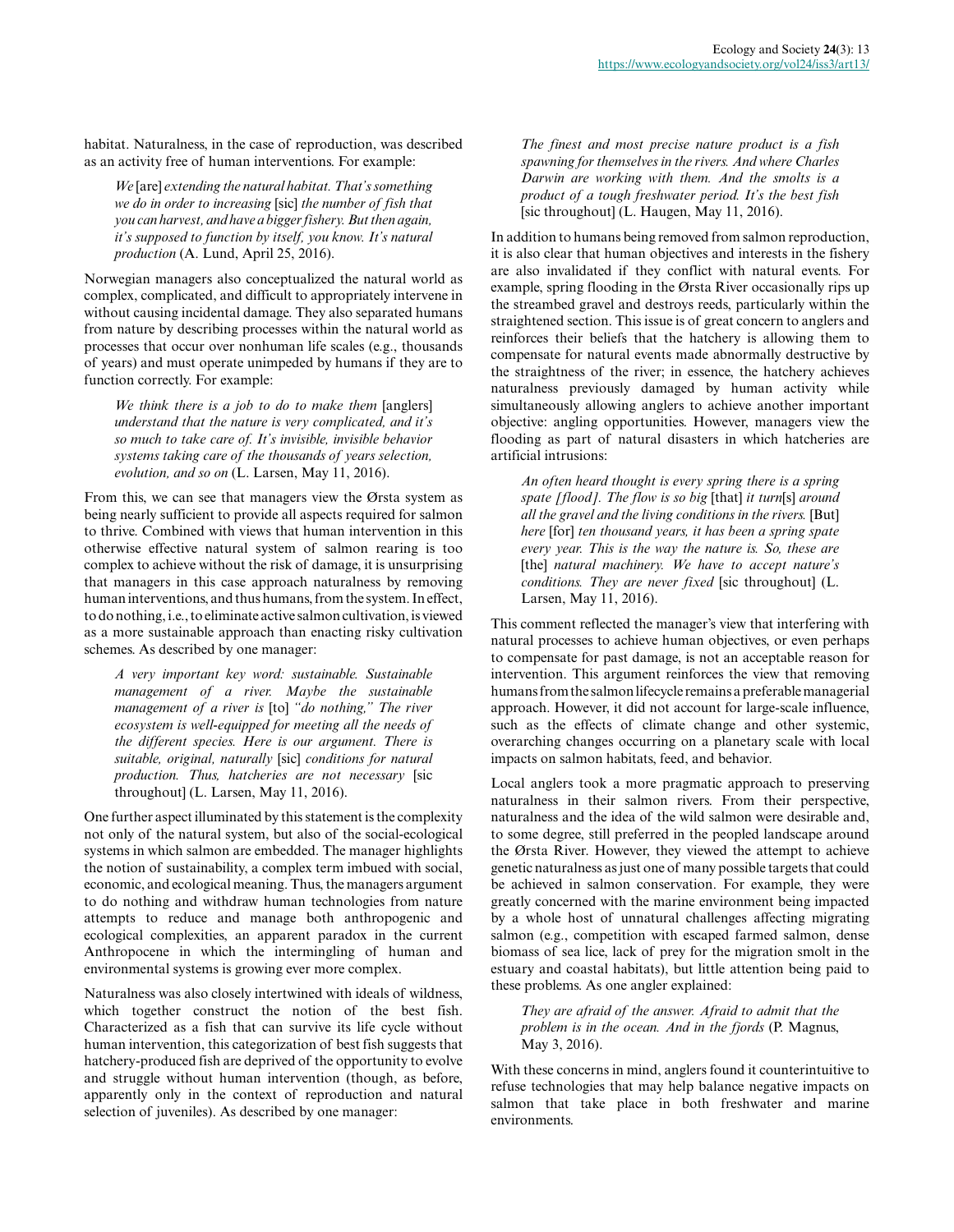habitat. Naturalness, in the case of reproduction, was described as an activity free of human interventions. For example:

> *We* [are] *extending the natural habitat. That's something we do in order to increasing* [sic] *the number of fish that you can harvest, and have a bigger fishery. But then again, it's supposed to function by itself, you know. It's natural production* (A. Lund, April 25, 2016).

Norwegian managers also conceptualized the natural world as complex, complicated, and difficult to appropriately intervene in without causing incidental damage. They also separated humans from nature by describing processes within the natural world as processes that occur over nonhuman life scales (e.g., thousands of years) and must operate unimpeded by humans if they are to function correctly. For example:

> *We think there is a job to do to make them* [anglers] *understand that the nature is very complicated, and it's so much to take care of. It's invisible, invisible behavior systems taking care of the thousands of years selection, evolution, and so on* (L. Larsen, May 11, 2016).

From this, we can see that managers view the Ørsta system as being nearly sufficient to provide all aspects required for salmon to thrive. Combined with views that human intervention in this otherwise effective natural system of salmon rearing is too complex to achieve without the risk of damage, it is unsurprising that managers in this case approach naturalness by removing human interventions, and thus humans, from the system. In effect, to do nothing, i.e., to eliminate active salmon cultivation, is viewed as a more sustainable approach than enacting risky cultivation schemes. As described by one manager:

> *A very important key word: sustainable. Sustainable management of a river. Maybe the sustainable management of a river is* [to] *"do nothing," The river ecosystem is well-equipped for meeting all the needs of the different species. Here is our argument. There is suitable, original, naturally* [sic] *conditions for natural production. Thus, hatcheries are not necessary* [sic throughout] (L. Larsen, May 11, 2016).

One further aspect illuminated by this statement is the complexity not only of the natural system, but also of the social-ecological systems in which salmon are embedded. The manager highlights the notion of sustainability, a complex term imbued with social, economic, and ecological meaning. Thus, the managers argument to do nothing and withdraw human technologies from nature attempts to reduce and manage both anthropogenic and ecological complexities, an apparent paradox in the current Anthropocene in which the intermingling of human and environmental systems is growing ever more complex.

Naturalness was also closely intertwined with ideals of wildness, which together construct the notion of the best fish. Characterized as a fish that can survive its life cycle without human intervention, this categorization of best fish suggests that hatchery-produced fish are deprived of the opportunity to evolve and struggle without human intervention (though, as before, apparently only in the context of reproduction and natural selection of juveniles). As described by one manager:

> *The finest and most precise nature product is a fish spawning for themselves in the rivers. And where Charles Darwin are working with them. And the smolts is a product of a tough freshwater period. It's the best fish* [sic throughout] (L. Haugen, May 11, 2016).

In addition to humans being removed from salmon reproduction, it is also clear that human objectives and interests in the fishery are also invalidated if they conflict with natural events. For example, spring flooding in the Ørsta River occasionally rips up the streambed gravel and destroys reeds, particularly within the straightened section. This issue is of great concern to anglers and reinforces their beliefs that the hatchery is allowing them to compensate for natural events made abnormally destructive by the straightness of the river; in essence, the hatchery achieves naturalness previously damaged by human activity while simultaneously allowing anglers to achieve another important objective: angling opportunities. However, managers view the flooding as part of natural disasters in which hatcheries are artificial intrusions:

> *An often heard thought is every spring there is a spring spate [flood]. The flow is so big* [that] *it turn*[s] *around all the gravel and the living conditions in the rivers.* [But] *here* [for] *ten thousand years, it has been a spring spate every year. This is the way the nature is. So, these are* [the] *natural machinery. We have to accept nature's conditions. They are never fixed* [sic throughout] (L. Larsen, May 11, 2016).

This comment reflected the manager's view that interfering with natural processes to achieve human objectives, or even perhaps to compensate for past damage, is not an acceptable reason for intervention. This argument reinforces the view that removing humans from the salmon lifecycle remains a preferable managerial approach. However, it did not account for large-scale influence, such as the effects of climate change and other systemic, overarching changes occurring on a planetary scale with local impacts on salmon habitats, feed, and behavior.

Local anglers took a more pragmatic approach to preserving naturalness in their salmon rivers. From their perspective, naturalness and the idea of the wild salmon were desirable and, to some degree, still preferred in the peopled landscape around the Ørsta River. However, they viewed the attempt to achieve genetic naturalness as just one of many possible targets that could be achieved in salmon conservation. For example, they were greatly concerned with the marine environment being impacted by a whole host of unnatural challenges affecting migrating salmon (e.g., competition with escaped farmed salmon, dense biomass of sea lice, lack of prey for the migration smolt in the estuary and coastal habitats), but little attention being paid to these problems. As one angler explained:

> *They are afraid of the answer. Afraid to admit that the problem is in the ocean. And in the fjords* (P. Magnus, May 3, 2016).

With these concerns in mind, anglers found it counterintuitive to refuse technologies that may help balance negative impacts on salmon that take place in both freshwater and marine environments.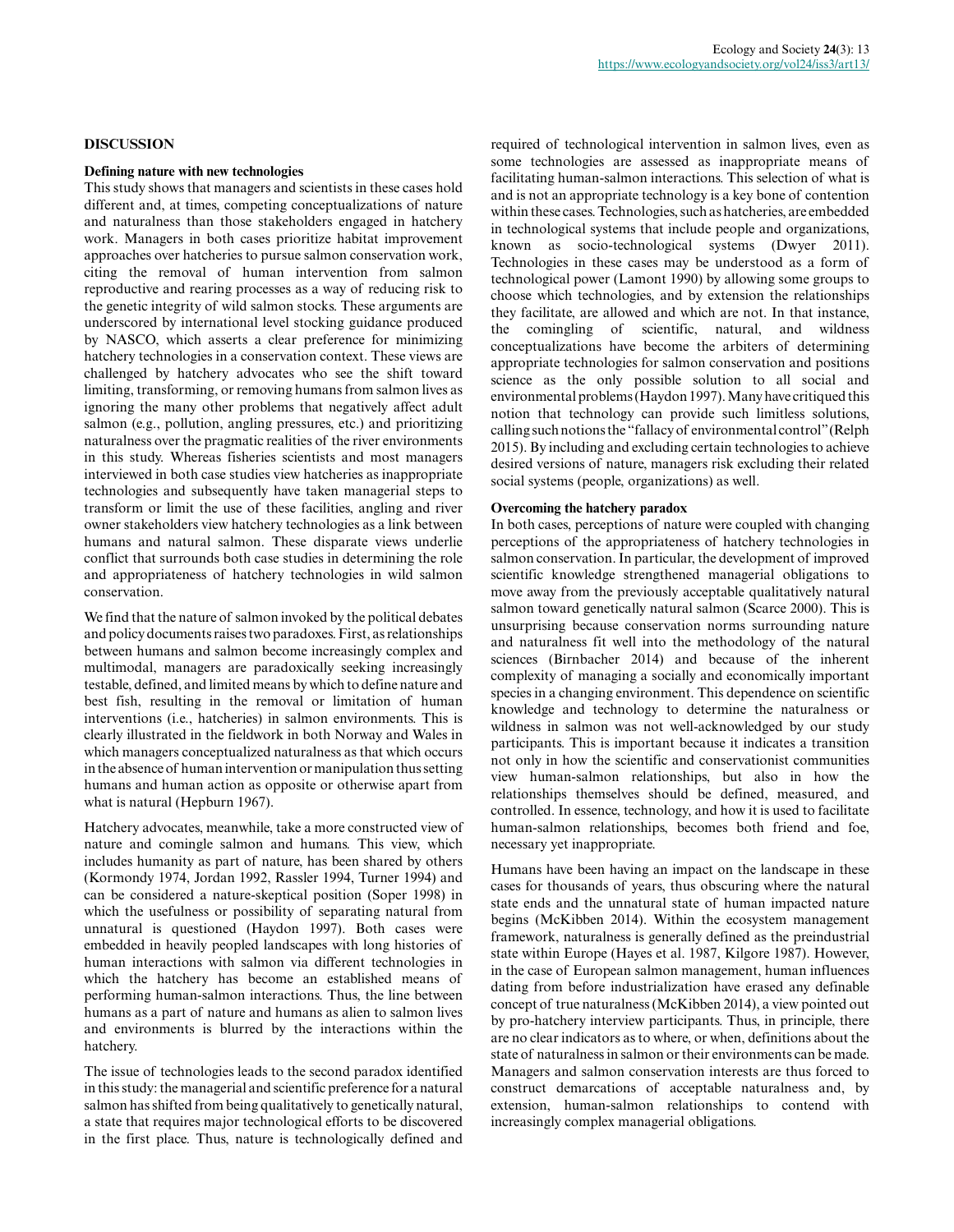## DISCUSSION

### Defining nature with new technologies

This study shows that managers and scientists in these cases hold different and, at times, competing conceptualizations of nature and naturalness than those stakeholders engaged in hatchery work. Managers in both cases prioritize habitat improvement approaches over hatcheries to pursue salmon conservation work, citing the removal of human intervention from salmon reproductive and rearing processes as a way of reducing risk to the genetic integrity of wild salmon stocks. These arguments are underscored by international level stocking guidance produced by NASCO, which asserts a clear preference for minimizing hatchery technologies in a conservation context. These views are challenged by hatchery advocates who see the shift toward limiting, transforming, or removing humans from salmon lives as ignoring the many other problems that negatively affect adult salmon (e.g., pollution, angling pressures, etc.) and prioritizing naturalness over the pragmatic realities of the river environments in this study. Whereas fisheries scientists and most managers interviewed in both case studies view hatcheries as inappropriate technologies and subsequently have taken managerial steps to transform or limit the use of these facilities, angling and river owner stakeholders view hatchery technologies as a link between humans and natural salmon. These disparate views underlie conflict that surrounds both case studies in determining the role and appropriateness of hatchery technologies in wild salmon conservation.

We find that the nature of salmon invoked by the political debates and policy documents raises two paradoxes. First, as relationships between humans and salmon become increasingly complex and multimodal, managers are paradoxically seeking increasingly testable, defined, and limited means by which to define nature and best fish, resulting in the removal or limitation of human interventions (i.e., hatcheries) in salmon environments. This is clearly illustrated in the fieldwork in both Norway and Wales in which managers conceptualized naturalness as that which occurs in the absence of human intervention or manipulation thus setting humans and human action as opposite or otherwise apart from what is natural (Hepburn 1967).

Hatchery advocates, meanwhile, take a more constructed view of nature and comingle salmon and humans. This view, which includes humanity as part of nature, has been shared by others (Kormondy 1974, Jordan 1992, Rassler 1994, Turner 1994) and can be considered a nature-skeptical position (Soper 1998) in which the usefulness or possibility of separating natural from unnatural is questioned (Haydon 1997). Both cases were embedded in heavily peopled landscapes with long histories of human interactions with salmon via different technologies in which the hatchery has become an established means of performing human-salmon interactions. Thus, the line between humans as a part of nature and humans as alien to salmon lives and environments is blurred by the interactions within the hatchery.

The issue of technologies leads to the second paradox identified in this study: the managerial and scientific preference for a natural salmon has shifted from being qualitatively to genetically natural, a state that requires major technological efforts to be discovered in the first place. Thus, nature is technologically defined and required of technological intervention in salmon lives, even as some technologies are assessed as inappropriate means of facilitating human-salmon interactions. This selection of what is and is not an appropriate technology is a key bone of contention within these cases. Technologies, such as hatcheries, are embedded in technological systems that include people and organizations, known as socio-technological systems (Dwyer 2011). Technologies in these cases may be understood as a form of technological power (Lamont 1990) by allowing some groups to choose which technologies, and by extension the relationships they facilitate, are allowed and which are not. In that instance, the comingling of scientific, natural, and wildness conceptualizations have become the arbiters of determining appropriate technologies for salmon conservation and positions science as the only possible solution to all social and environmental problems (Haydon 1997). Many have critiqued this notion that technology can provide such limitless solutions, calling such notions the "fallacy of environmental control" (Relph 2015). By including and excluding certain technologies to achieve desired versions of nature, managers risk excluding their related social systems (people, organizations) as well.

### Overcoming the hatchery paradox

In both cases, perceptions of nature were coupled with changing perceptions of the appropriateness of hatchery technologies in salmon conservation. In particular, the development of improved scientific knowledge strengthened managerial obligations to move away from the previously acceptable qualitatively natural salmon toward genetically natural salmon (Scarce 2000). This is unsurprising because conservation norms surrounding nature and naturalness fit well into the methodology of the natural sciences (Birnbacher 2014) and because of the inherent complexity of managing a socially and economically important species in a changing environment. This dependence on scientific knowledge and technology to determine the naturalness or wildness in salmon was not well-acknowledged by our study participants. This is important because it indicates a transition not only in how the scientific and conservationist communities view human-salmon relationships, but also in how the relationships themselves should be defined, measured, and controlled. In essence, technology, and how it is used to facilitate human-salmon relationships, becomes both friend and foe, necessary yet inappropriate.

Humans have been having an impact on the landscape in these cases for thousands of years, thus obscuring where the natural state ends and the unnatural state of human impacted nature begins (McKibben 2014). Within the ecosystem management framework, naturalness is generally defined as the preindustrial state within Europe (Hayes et al. 1987, Kilgore 1987). However, in the case of European salmon management, human influences dating from before industrialization have erased any definable concept of true naturalness (McKibben 2014), a view pointed out by pro-hatchery interview participants. Thus, in principle, there are no clear indicators as to where, or when, definitions about the state of naturalness in salmon or their environments can be made. Managers and salmon conservation interests are thus forced to construct demarcations of acceptable naturalness and, by extension, human-salmon relationships to contend with increasingly complex managerial obligations.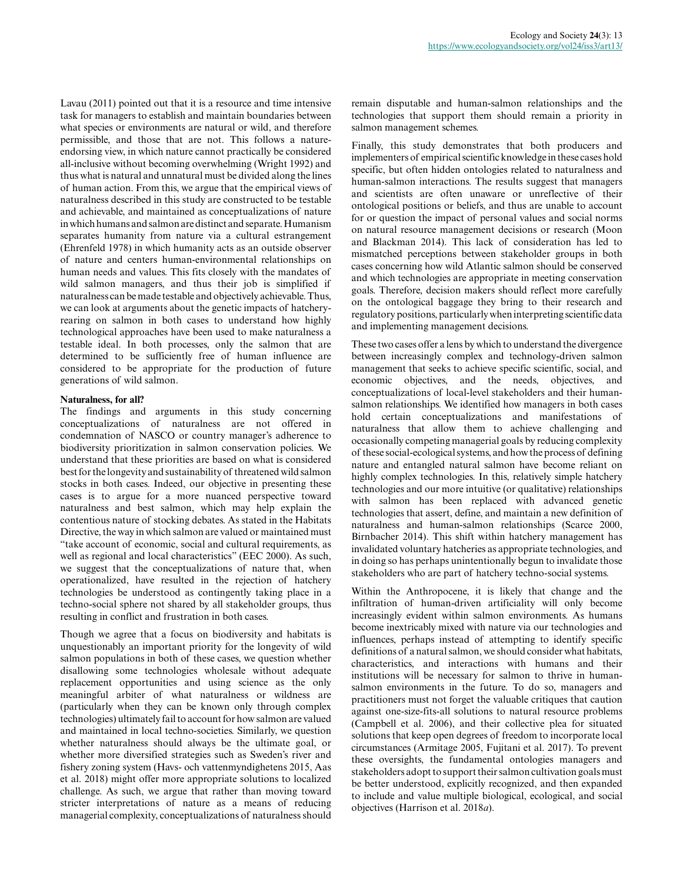Lavau (2011) pointed out that it is a resource and time intensive task for managers to establish and maintain boundaries between what species or environments are natural or wild, and therefore permissible, and those that are not. This follows a nature-endorsing view, in which nature cannot practically be considered all-inclusive without becoming overwhelming (Wright 1992) and thus what is natural and unnatural must be divided along the lines of human action. From this, we argue that the empirical views of naturalness described in this study are constructed to be testable and achievable, and maintained as conceptualizations of nature in which humans and salmon are distinct and separate. Humanism separates humanity from nature via a cultural estrangement (Ehrenfeld 1978) in which humanity acts as an outside observer of nature and centers human-environmental relationships on human needs and values. This fits closely with the mandates of wild salmon managers, and thus their job is simplified if naturalness can be made testable and objectively achievable. Thus, we can look at arguments about the genetic impacts of hatchery-rearing on salmon in both cases to understand how highly technological approaches have been used to make naturalness a testable ideal. In both processes, only the salmon that are determined to be sufficiently free of human influence are considered to be appropriate for the production of future generations of wild salmon.

**Naturalness, for all?**

The findings and arguments in this study concerning conceptualizations of naturalness are not offered in condemnation of NASCO or country manager's adherence to biodiversity prioritization in salmon conservation policies. We understand that these priorities are based on what is considered best for the longevity and sustainability of threatened wild salmon stocks in both cases. Indeed, our objective in presenting these cases is to argue for a more nuanced perspective toward naturalness and best salmon, which may help explain the contentious nature of stocking debates. As stated in the Habitats Directive, the way in which salmon are valued or maintained must "take account of economic, social and cultural requirements, as well as regional and local characteristics" (EEC 2000). As such, we suggest that the conceptualizations of nature that, when operationalized, have resulted in the rejection of hatchery technologies be understood as contingently taking place in a techno-social sphere not shared by all stakeholder groups, thus resulting in conflict and frustration in both cases.

Though we agree that a focus on biodiversity and habitats is unquestionably an important priority for the longevity of wild salmon populations in both of these cases, we question whether disallowing some technologies wholesale without adequate replacement opportunities and using science as the only meaningful arbiter of what naturalness or wildness are (particularly when they can be known only through complex technologies) ultimately fail to account for how salmon are valued and maintained in local techno-societies. Similarly, we question whether naturalness should always be the ultimate goal, or whether more diversified strategies such as Sweden's river and fishery zoning system (Havs- och vattenmyndighetens 2015, Aas et al. 2018) might offer more appropriate solutions to localized challenge. As such, we argue that rather than moving toward stricter interpretations of nature as a means of reducing managerial complexity, conceptualizations of naturalness should remain disputable and human-salmon relationships and the technologies that support them should remain a priority in salmon management schemes.

Finally, this study demonstrates that both producers and implementers of empirical scientific knowledge in these cases hold specific, but often hidden ontologies related to naturalness and human-salmon interactions. The results suggest that managers and scientists are often unaware or unreflective of their ontological positions or beliefs, and thus are unable to account for or question the impact of personal values and social norms on natural resource management decisions or research (Moon and Blackman 2014). This lack of consideration has led to mismatched perceptions between stakeholder groups in both cases concerning how wild Atlantic salmon should be conserved and which technologies are appropriate in meeting conservation goals. Therefore, decision makers should reflect more carefully on the ontological baggage they bring to their research and regulatory positions, particularly when interpreting scientific data and implementing management decisions.

These two cases offer a lens by which to understand the divergence between increasingly complex and technology-driven salmon management that seeks to achieve specific scientific, social, and economic objectives, and the needs, objectives, and conceptualizations of local-level stakeholders and their human-salmon relationships. We identified how managers in both cases hold certain conceptualizations and manifestations of naturalness that allow them to achieve challenging and occasionally competing managerial goals by reducing complexity of these social-ecological systems, and how the process of defining nature and entangled natural salmon have become reliant on highly complex technologies. In this, relatively simple hatchery technologies and our more intuitive (or qualitative) relationships with salmon has been replaced with advanced genetic technologies that assert, define, and maintain a new definition of naturalness and human-salmon relationships (Scarce 2000, Birnbacher 2014). This shift within hatchery management has invalidated voluntary hatcheries as appropriate technologies, and in doing so has perhaps unintentionally begun to invalidate those stakeholders who are part of hatchery techno-social systems.

Within the Anthropocene, it is likely that change and the infiltration of human-driven artificiality will only become increasingly evident within salmon environments. As humans become inextricably mixed with nature via our technologies and influences, perhaps instead of attempting to identify specific definitions of a natural salmon, we should consider what habitats, characteristics, and interactions with humans and their institutions will be necessary for salmon to thrive in human-salmon environments in the future. To do so, managers and practitioners must not forget the valuable critiques that caution against one-size-fits-all solutions to natural resource problems (Campbell et al. 2006), and their collective plea for situated solutions that keep open degrees of freedom to incorporate local circumstances (Armitage 2005, Fujitani et al. 2017). To prevent these oversights, the fundamental ontologies managers and stakeholders adopt to support their salmon cultivation goals must be better understood, explicitly recognized, and then expanded to include and value multiple biological, ecological, and social objectives (Harrison et al. 2018*a*).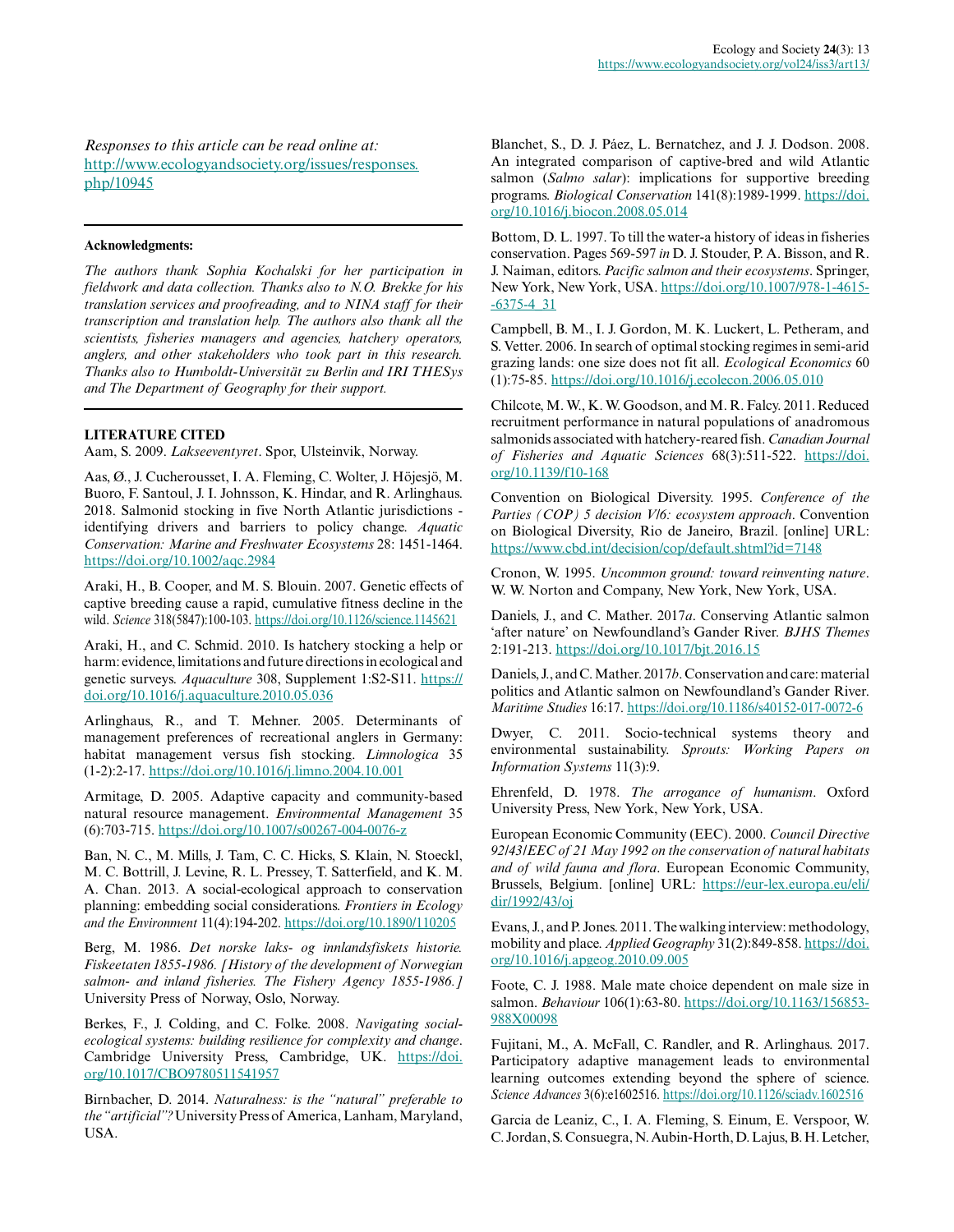*Responses to this article can be read online at:*
http://www.ecologyandsociety.org/issues/responses.php/10945

---

**Acknowledgments:**

*The authors thank Sophia Kochalski for her participation in fieldwork and data collection. Thanks also to N.O. Brekke for his translation services and proofreading, and to NINA staff for their transcription and translation help. The authors also thank all the scientists, fisheries managers and agencies, hatchery operators, anglers, and other stakeholders who took part in this research. Thanks also to Humboldt-Universität zu Berlin and IRI THESys and The Department of Geography for their support.*

---

**LITERATURE CITED**

Aam, S. 2009. *Lakseeventyret*. Spor, Ulsteinvik, Norway.

Aas, Ø., J. Cucherousset, I. A. Fleming, C. Wolter, J. Höjesjö, M. Buoro, F. Santoul, J. I. Johnsson, K. Hindar, and R. Arlinghaus. 2018. Salmonid stocking in five North Atlantic jurisdictions - identifying drivers and barriers to policy change. *Aquatic Conservation: Marine and Freshwater Ecosystems* 28: 1451-1464. https://doi.org/10.1002/aqc.2984

Araki, H., B. Cooper, and M. S. Blouin. 2007. Genetic effects of captive breeding cause a rapid, cumulative fitness decline in the wild. *Science* 318(5847):100-103. https://doi.org/10.1126/science.1145621

Araki, H., and C. Schmid. 2010. Is hatchery stocking a help or harm: evidence, limitations and future directions in ecological and genetic surveys. *Aquaculture* 308, Supplement 1:S2-S11. https://doi.org/10.1016/j.aquaculture.2010.05.036

Arlinghaus, R., and T. Mehner. 2005. Determinants of management preferences of recreational anglers in Germany: habitat management versus fish stocking. *Limnologica* 35 (1-2):2-17. https://doi.org/10.1016/j.limno.2004.10.001

Armitage, D. 2005. Adaptive capacity and community-based natural resource management. *Environmental Management* 35 (6):703-715. https://doi.org/10.1007/s00267-004-0076-z

Ban, N. C., M. Mills, J. Tam, C. C. Hicks, S. Klain, N. Stoeckl, M. C. Bottrill, J. Levine, R. L. Pressey, T. Satterfield, and K. M. A. Chan. 2013. A social-ecological approach to conservation planning: embedding social considerations. *Frontiers in Ecology and the Environment* 11(4):194-202. https://doi.org/10.1890/110205

Berg, M. 1986. *Det norske laks- og innlandsfiskets historie. Fiskeetaten 1855-1986. [History of the development of Norwegian salmon- and inland fisheries. The Fishery Agency 1855-1986.]* University Press of Norway, Oslo, Norway.

Berkes, F., J. Colding, and C. Folke. 2008. *Navigating social-ecological systems: building resilience for complexity and change*. Cambridge University Press, Cambridge, UK. https://doi.org/10.1017/CBO9780511541957

Birnbacher, D. 2014. *Naturalness: is the "natural" preferable to the "artificial"?* University Press of America, Lanham, Maryland, USA.

Blanchet, S., D. J. Páez, L. Bernatchez, and J. J. Dodson. 2008. An integrated comparison of captive-bred and wild Atlantic salmon (*Salmo salar*): implications for supportive breeding programs. *Biological Conservation* 141(8):1989-1999. https://doi.org/10.1016/j.biocon.2008.05.014

Bottom, D. L. 1997. To till the water-a history of ideas in fisheries conservation. Pages 569-597 *in* D. J. Stouder, P. A. Bisson, and R. J. Naiman, editors. *Pacific salmon and their ecosystems*. Springer, New York, New York, USA. https://doi.org/10.1007/978-1-4615-6375-4_31

Campbell, B. M., I. J. Gordon, M. K. Luckert, L. Petheram, and S. Vetter. 2006. In search of optimal stocking regimes in semi-arid grazing lands: one size does not fit all. *Ecological Economics* 60 (1):75-85. https://doi.org/10.1016/j.ecolecon.2006.05.010

Chilcote, M. W., K. W. Goodson, and M. R. Falcy. 2011. Reduced recruitment performance in natural populations of anadromous salmonids associated with hatchery-reared fish. *Canadian Journal of Fisheries and Aquatic Sciences* 68(3):511-522. https://doi.org/10.1139/f10-168

Convention on Biological Diversity. 1995. *Conference of the Parties (COP) 5 decision V/6: ecosystem approach*. Convention on Biological Diversity, Rio de Janeiro, Brazil. [online] URL: https://www.cbd.int/decision/cop/default.shtml?id=7148

Cronon, W. 1995. *Uncommon ground: toward reinventing nature*. W. W. Norton and Company, New York, New York, USA.

Daniels, J., and C. Mather. 2017*a*. Conserving Atlantic salmon 'after nature' on Newfoundland's Gander River. *BJHS Themes* 2:191-213. https://doi.org/10.1017/bjt.2016.15

Daniels, J., and C. Mather. 2017*b*. Conservation and care: material politics and Atlantic salmon on Newfoundland's Gander River. *Maritime Studies* 16:17. https://doi.org/10.1186/s40152-017-0072-6

Dwyer, C. 2011. Socio-technical systems theory and environmental sustainability. *Sprouts: Working Papers on Information Systems* 11(3):9.

Ehrenfeld, D. 1978. *The arrogance of humanism*. Oxford University Press, New York, New York, USA.

European Economic Community (EEC). 2000. *Council Directive 92/43/EEC of 21 May 1992 on the conservation of natural habitats and of wild fauna and flora*. European Economic Community, Brussels, Belgium. [online] URL: https://eur-lex.europa.eu/eli/dir/1992/43/oj

Evans, J., and P. Jones. 2011. The walking interview: methodology, mobility and place. *Applied Geography* 31(2):849-858. https://doi.org/10.1016/j.apgeog.2010.09.005

Foote, C. J. 1988. Male mate choice dependent on male size in salmon. *Behaviour* 106(1):63-80. https://doi.org/10.1163/156853988X00098

Fujitani, M., A. McFall, C. Randler, and R. Arlinghaus. 2017. Participatory adaptive management leads to environmental learning outcomes extending beyond the sphere of science. *Science Advances* 3(6):e1602516. https://doi.org/10.1126/sciadv.1602516

Garcia de Leaniz, C., I. A. Fleming, S. Einum, E. Verspoor, W. C. Jordan, S. Consuegra, N. Aubin-Horth, D. Lajus, B. H. Letcher,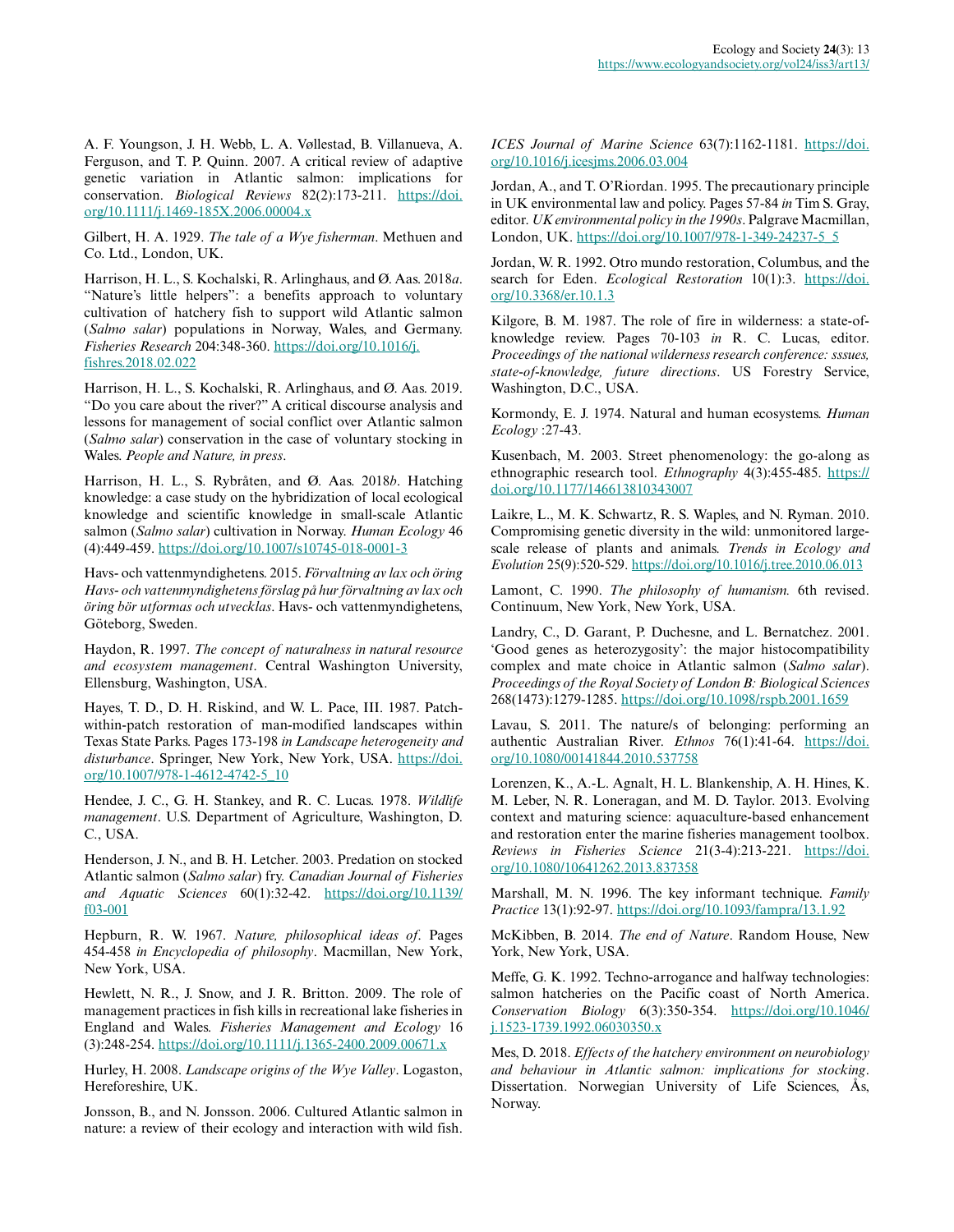A. F. Youngson, J. H. Webb, L. A. Vøllestad, B. Villanueva, A. Ferguson, and T. P. Quinn. 2007. A critical review of adaptive genetic variation in Atlantic salmon: implications for conservation. *Biological Reviews* 82(2):173-211. https://doi.org/10.1111/j.1469-185X.2006.00004.x

Gilbert, H. A. 1929. *The tale of a Wye fisherman*. Methuen and Co. Ltd., London, UK.

Harrison, H. L., S. Kochalski, R. Arlinghaus, and Ø. Aas. 2018*a*. "Nature's little helpers": a benefits approach to voluntary cultivation of hatchery fish to support wild Atlantic salmon (*Salmo salar*) populations in Norway, Wales, and Germany. *Fisheries Research* 204:348-360. https://doi.org/10.1016/j.fishres.2018.02.022

Harrison, H. L., S. Kochalski, R. Arlinghaus, and Ø. Aas. 2019. "Do you care about the river?" A critical discourse analysis and lessons for management of social conflict over Atlantic salmon (*Salmo salar*) conservation in the case of voluntary stocking in Wales. *People and Nature, in press*.

Harrison, H. L., S. Rybråten, and Ø. Aas. 2018*b*. Hatching knowledge: a case study on the hybridization of local ecological knowledge and scientific knowledge in small-scale Atlantic salmon (*Salmo salar*) cultivation in Norway. *Human Ecology* 46 (4):449-459. https://doi.org/10.1007/s10745-018-0001-3

Havs- och vattenmyndighetens. 2015. *Förvaltning av lax och öring Havs- och vattenmyndighetens förslag på hur förvaltning av lax och öring bör utformas och utvecklas*. Havs- och vattenmyndighetens, Göteborg, Sweden.

Haydon, R. 1997. *The concept of naturalness in natural resource and ecosystem management*. Central Washington University, Ellensburg, Washington, USA.

Hayes, T. D., D. H. Riskind, and W. L. Pace, III. 1987. Patch-within-patch restoration of man-modified landscapes within Texas State Parks. Pages 173-198 *in Landscape heterogeneity and disturbance*. Springer, New York, New York, USA. https://doi.org/10.1007/978-1-4612-4742-5_10

Hendee, J. C., G. H. Stankey, and R. C. Lucas. 1978. *Wildlife management*. U.S. Department of Agriculture, Washington, D. C., USA.

Henderson, J. N., and B. H. Letcher. 2003. Predation on stocked Atlantic salmon (*Salmo salar*) fry. *Canadian Journal of Fisheries and Aquatic Sciences* 60(1):32-42. https://doi.org/10.1139/f03-001

Hepburn, R. W. 1967. *Nature, philosophical ideas of*. Pages 454-458 *in Encyclopedia of philosophy*. Macmillan, New York, New York, USA.

Hewlett, N. R., J. Snow, and J. R. Britton. 2009. The role of management practices in fish kills in recreational lake fisheries in England and Wales. *Fisheries Management and Ecology* 16 (3):248-254. https://doi.org/10.1111/j.1365-2400.2009.00671.x

Hurley, H. 2008. *Landscape origins of the Wye Valley*. Logaston, Hereforeshire, UK.

Jonsson, B., and N. Jonsson. 2006. Cultured Atlantic salmon in nature: a review of their ecology and interaction with wild fish. *ICES Journal of Marine Science* 63(7):1162-1181. https://doi.org/10.1016/j.icesjms.2006.03.004

Jordan, A., and T. O'Riordan. 1995. The precautionary principle in UK environmental law and policy. Pages 57-84 *in* Tim S. Gray, editor. *UK environmental policy in the 1990s*. Palgrave Macmillan, London, UK. https://doi.org/10.1007/978-1-349-24237-5_5

Jordan, W. R. 1992. Otro mundo restoration, Columbus, and the search for Eden. *Ecological Restoration* 10(1):3. https://doi.org/10.3368/er.10.1.3

Kilgore, B. M. 1987. The role of fire in wilderness: a state-of-knowledge review. Pages 70-103 *in* R. C. Lucas, editor. *Proceedings of the national wilderness research conference: sssues, state-of-knowledge, future directions*. US Forestry Service, Washington, D.C., USA.

Kormondy, E. J. 1974. Natural and human ecosystems. *Human Ecology* :27-43.

Kusenbach, M. 2003. Street phenomenology: the go-along as ethnographic research tool. *Ethnography* 4(3):455-485. https://doi.org/10.1177/146613810343007

Laikre, L., M. K. Schwartz, R. S. Waples, and N. Ryman. 2010. Compromising genetic diversity in the wild: unmonitored large-scale release of plants and animals. *Trends in Ecology and Evolution* 25(9):520-529. https://doi.org/10.1016/j.tree.2010.06.013

Lamont, C. 1990. *The philosophy of humanism.* 6th revised. Continuum, New York, New York, USA.

Landry, C., D. Garant, P. Duchesne, and L. Bernatchez. 2001. 'Good genes as heterozygosity': the major histocompatibility complex and mate choice in Atlantic salmon (*Salmo salar*). *Proceedings of the Royal Society of London B: Biological Sciences* 268(1473):1279-1285. https://doi.org/10.1098/rspb.2001.1659

Lavau, S. 2011. The nature/s of belonging: performing an authentic Australian River. *Ethnos* 76(1):41-64. https://doi.org/10.1080/00141844.2010.537758

Lorenzen, K., A.-L. Agnalt, H. L. Blankenship, A. H. Hines, K. M. Leber, N. R. Loneragan, and M. D. Taylor. 2013. Evolving context and maturing science: aquaculture-based enhancement and restoration enter the marine fisheries management toolbox. *Reviews in Fisheries Science* 21(3-4):213-221. https://doi.org/10.1080/10641262.2013.837358

Marshall, M. N. 1996. The key informant technique. *Family Practice* 13(1):92-97. https://doi.org/10.1093/fampra/13.1.92

McKibben, B. 2014. *The end of Nature*. Random House, New York, New York, USA.

Meffe, G. K. 1992. Techno-arrogance and halfway technologies: salmon hatcheries on the Pacific coast of North America. *Conservation Biology* 6(3):350-354. https://doi.org/10.1046/j.1523-1739.1992.06030350.x

Mes, D. 2018. *Effects of the hatchery environment on neurobiology and behaviour in Atlantic salmon: implications for stocking*. Dissertation. Norwegian University of Life Sciences, Ås, Norway.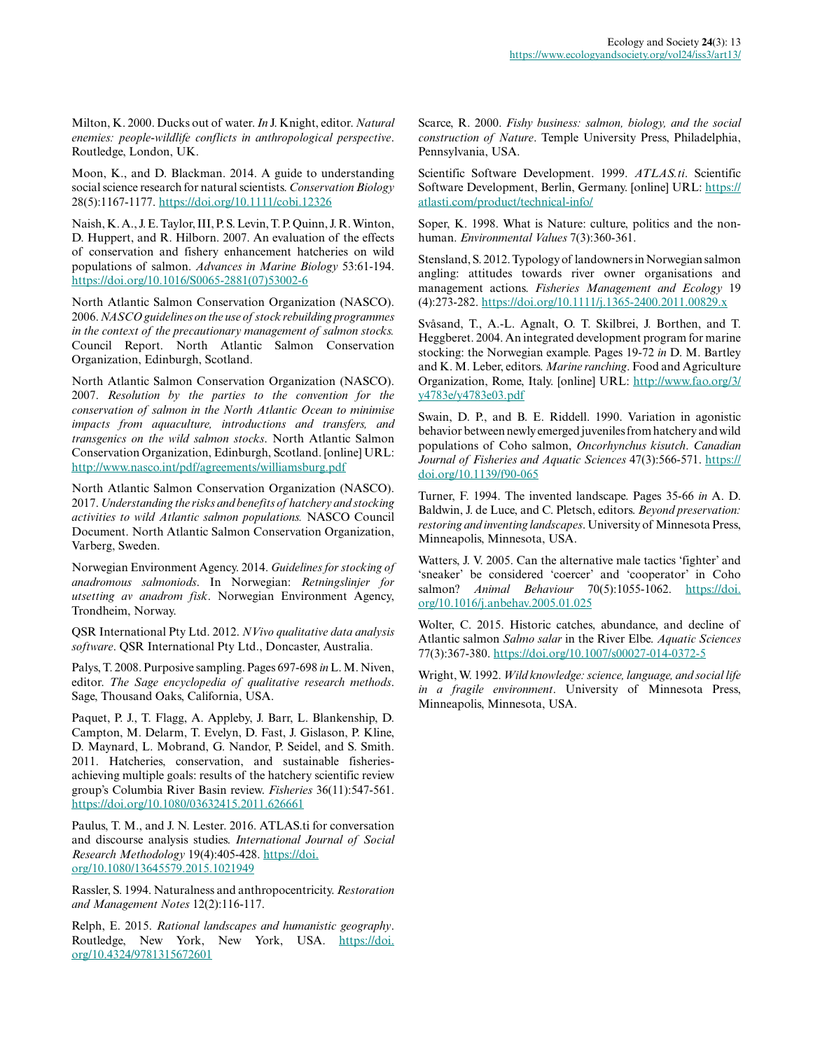Milton, K. 2000. Ducks out of water. *In* J. Knight, editor. *Natural enemies: people-wildlife conflicts in anthropological perspective*. Routledge, London, UK.

Moon, K., and D. Blackman. 2014. A guide to understanding social science research for natural scientists. *Conservation Biology* 28(5):1167-1177. https://doi.org/10.1111/cobi.12326

Naish, K. A., J. E. Taylor, III, P. S. Levin, T. P. Quinn, J. R. Winton, D. Huppert, and R. Hilborn. 2007. An evaluation of the effects of conservation and fishery enhancement hatcheries on wild populations of salmon. *Advances in Marine Biology* 53:61-194. https://doi.org/10.1016/S0065-2881(07)53002-6

North Atlantic Salmon Conservation Organization (NASCO). 2006. *NASCO guidelines on the use of stock rebuilding programmes in the context of the precautionary management of salmon stocks.* Council Report. North Atlantic Salmon Conservation Organization, Edinburgh, Scotland.

North Atlantic Salmon Conservation Organization (NASCO). 2007. *Resolution by the parties to the convention for the conservation of salmon in the North Atlantic Ocean to minimise impacts from aquaculture, introductions and transfers, and transgenics on the wild salmon stocks*. North Atlantic Salmon Conservation Organization, Edinburgh, Scotland. [online] URL: http://www.nasco.int/pdf/agreements/williamsburg.pdf

North Atlantic Salmon Conservation Organization (NASCO). 2017. *Understanding the risks and benefits of hatchery and stocking activities to wild Atlantic salmon populations.* NASCO Council Document. North Atlantic Salmon Conservation Organization, Varberg, Sweden.

Norwegian Environment Agency. 2014. *Guidelines for stocking of anadromous salmoniods*. In Norwegian: *Retningslinjer for utsetting av anadrom fisk*. Norwegian Environment Agency, Trondheim, Norway.

QSR International Pty Ltd. 2012. *NVivo qualitative data analysis software*. QSR International Pty Ltd., Doncaster, Australia.

Palys, T. 2008. Purposive sampling. Pages 697-698 *in* L. M. Niven, editor. *The Sage encyclopedia of qualitative research methods*. Sage, Thousand Oaks, California, USA.

Paquet, P. J., T. Flagg, A. Appleby, J. Barr, L. Blankenship, D. Campton, M. Delarm, T. Evelyn, D. Fast, J. Gislason, P. Kline, D. Maynard, L. Mobrand, G. Nandor, P. Seidel, and S. Smith. 2011. Hatcheries, conservation, and sustainable fisheries-achieving multiple goals: results of the hatchery scientific review group's Columbia River Basin review. *Fisheries* 36(11):547-561. https://doi.org/10.1080/03632415.2011.626661

Paulus, T. M., and J. N. Lester. 2016. ATLAS.ti for conversation and discourse analysis studies. *International Journal of Social Research Methodology* 19(4):405-428. https://doi.org/10.1080/13645579.2015.1021949

Rassler, S. 1994. Naturalness and anthropocentricity. *Restoration and Management Notes* 12(2):116-117.

Relph, E. 2015. *Rational landscapes and humanistic geography*. Routledge, New York, New York, USA. https://doi.org/10.4324/9781315672601

Scarce, R. 2000. *Fishy business: salmon, biology, and the social construction of Nature*. Temple University Press, Philadelphia, Pennsylvania, USA.

Scientific Software Development. 1999. *ATLAS.ti*. Scientific Software Development, Berlin, Germany. [online] URL: https://atlasti.com/product/technical-info/

Soper, K. 1998. What is Nature: culture, politics and the non-human. *Environmental Values* 7(3):360-361.

Stensland, S. 2012. Typology of landowners in Norwegian salmon angling: attitudes towards river owner organisations and management actions. *Fisheries Management and Ecology* 19 (4):273-282. https://doi.org/10.1111/j.1365-2400.2011.00829.x

Svåsand, T., A.-L. Agnalt, O. T. Skilbrei, J. Borthen, and T. Heggberet. 2004. An integrated development program for marine stocking: the Norwegian example. Pages 19-72 *in* D. M. Bartley and K. M. Leber, editors. *Marine ranching*. Food and Agriculture Organization, Rome, Italy. [online] URL: http://www.fao.org/3/y4783e/y4783e03.pdf

Swain, D. P., and B. E. Riddell. 1990. Variation in agonistic behavior between newly emerged juveniles from hatchery and wild populations of Coho salmon, *Oncorhynchus kisutch*. *Canadian Journal of Fisheries and Aquatic Sciences* 47(3):566-571. https://doi.org/10.1139/f90-065

Turner, F. 1994. The invented landscape. Pages 35-66 *in* A. D. Baldwin, J. de Luce, and C. Pletsch, editors. *Beyond preservation: restoring and inventing landscapes*. University of Minnesota Press, Minneapolis, Minnesota, USA.

Watters, J. V. 2005. Can the alternative male tactics 'fighter' and 'sneaker' be considered 'coercer' and 'cooperator' in Coho salmon? *Animal Behaviour* 70(5):1055-1062. https://doi.org/10.1016/j.anbehav.2005.01.025

Wolter, C. 2015. Historic catches, abundance, and decline of Atlantic salmon *Salmo salar* in the River Elbe. *Aquatic Sciences* 77(3):367-380. https://doi.org/10.1007/s00027-014-0372-5

Wright, W. 1992. *Wild knowledge: science, language, and social life in a fragile environment*. University of Minnesota Press, Minneapolis, Minnesota, USA.